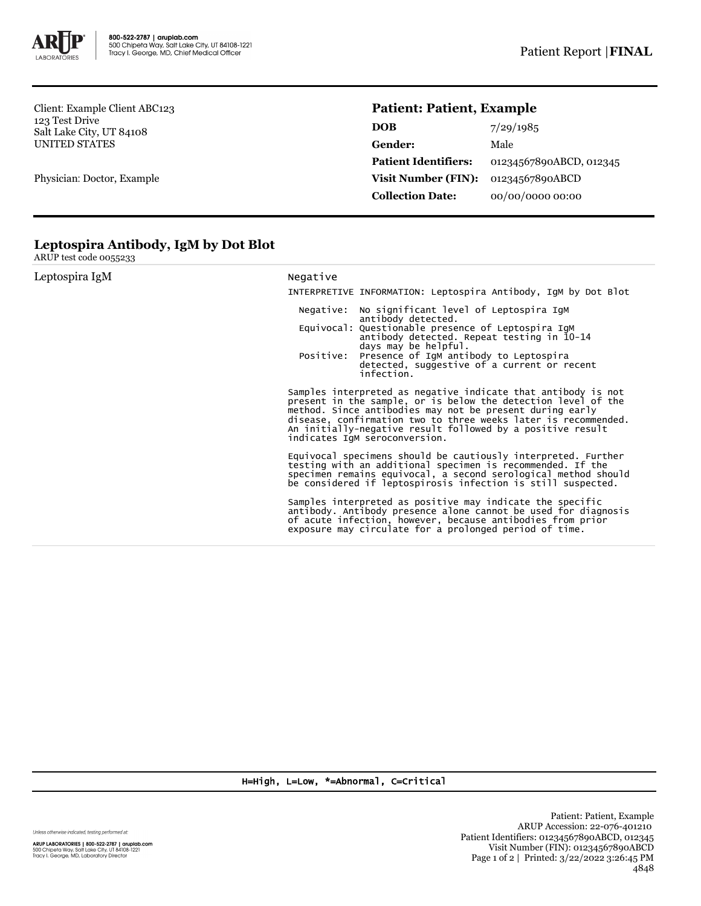800-522-2787 | aruplab.com
500 Chipeta Way, Salt Lake City, UT 84108-1221
Tracy I. George, MD, Chief Medical Officer

Patient Report | **FINAL**

Client: Example Client ABC123
123 Test Drive
Salt Lake City, UT 84108
UNITED STATES

Physician: Doctor, Example

## Patient: Patient, Example

| | |
|---|---|
| **DOB** | 7/29/1985 |
| **Gender:** | Male |
| **Patient Identifiers:** | 01234567890ABCD, 012345 |
| **Visit Number (FIN):** | 01234567890ABCD |
| **Collection Date:** | 00/00/0000 00:00 |

## Leptospira Antibody, IgM by Dot Blot

ARUP test code 0055233

Leptospira IgM

Negative

INTERPRETIVE INFORMATION: Leptospira Antibody, IgM by Dot Blot

- Negative: No significant level of Leptospira IgM antibody detected.
- Equivocal: Questionable presence of Leptospira IgM antibody detected. Repeat testing in 10-14 days may be helpful.
- Positive: Presence of IgM antibody to Leptospira detected, suggestive of a current or recent infection.

Samples interpreted as negative indicate that antibody is not present in the sample, or is below the detection level of the method. Since antibodies may not be present during early disease, confirmation two to three weeks later is recommended. An initially-negative result followed by a positive result indicates IgM seroconversion.

Equivocal specimens should be cautiously interpreted. Further testing with an additional specimen is recommended. If the specimen remains equivocal, a second serological method should be considered if leptospirosis infection is still suspected.

Samples interpreted as positive may indicate the specific antibody. Antibody presence alone cannot be used for diagnosis of acute infection, however, because antibodies from prior exposure may circulate for a prolonged period of time.

H=High, L=Low, *=Abnormal, C=Critical

*Unless otherwise indicated, testing performed at:*

ARUP LABORATORIES | 800-522-2787 | aruplab.com
500 Chipeta Way, Salt Lake City, UT 84108-1221
Tracy I. George, MD, Laboratory Director

Patient: Patient, Example
ARUP Accession: 22-076-401210
Patient Identifiers: 01234567890ABCD, 012345
Visit Number (FIN): 01234567890ABCD
Printed: 3/22/2022 3:26:45 PM
4848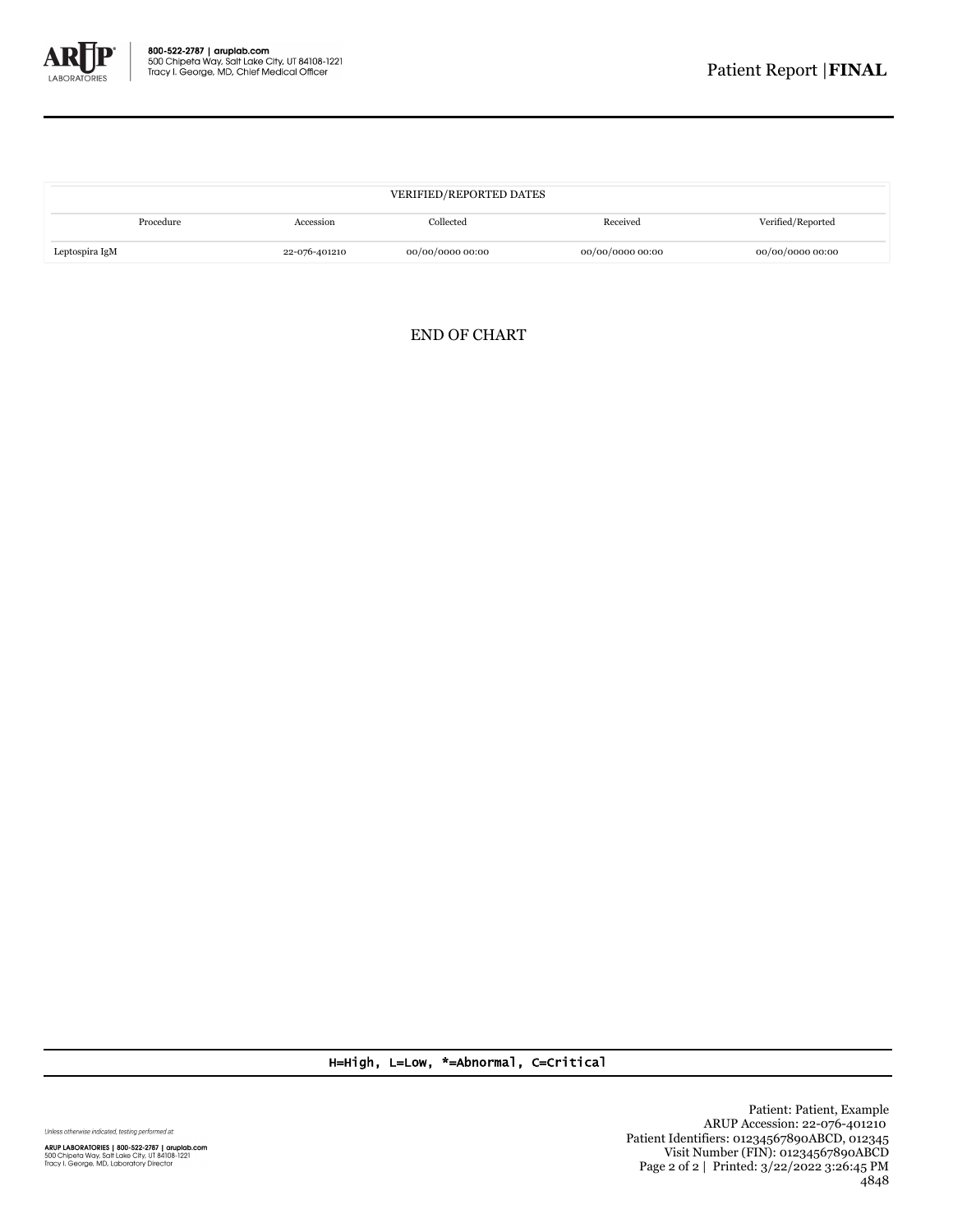| VERIFIED/REPORTED DATES | | | | |
|---|---|---|---|---|
| Procedure | Accession | Collected | Received | Verified/Reported |
| Leptospira IgM | 22-076-401210 | 00/00/0000 00:00 | 00/00/0000 00:00 | 00/00/0000 00:00 |

END OF CHART

H=High, L=Low, *=Abnormal, C=Critical

Unless otherwise indicated, testing performed at:

ARUP LABORATORIES | 800-522-2787 | aruplab.com
500 Chipeta Way, Salt Lake City, UT 84108-1221
Tracy I. George, MD, Laboratory Director

Patient: Patient, Example
ARUP Accession: 22-076-401210
Patient Identifiers: 01234567890ABCD, 012345
Visit Number (FIN): 01234567890ABCD
Printed: 3/22/2022 3:26:45 PM
4848